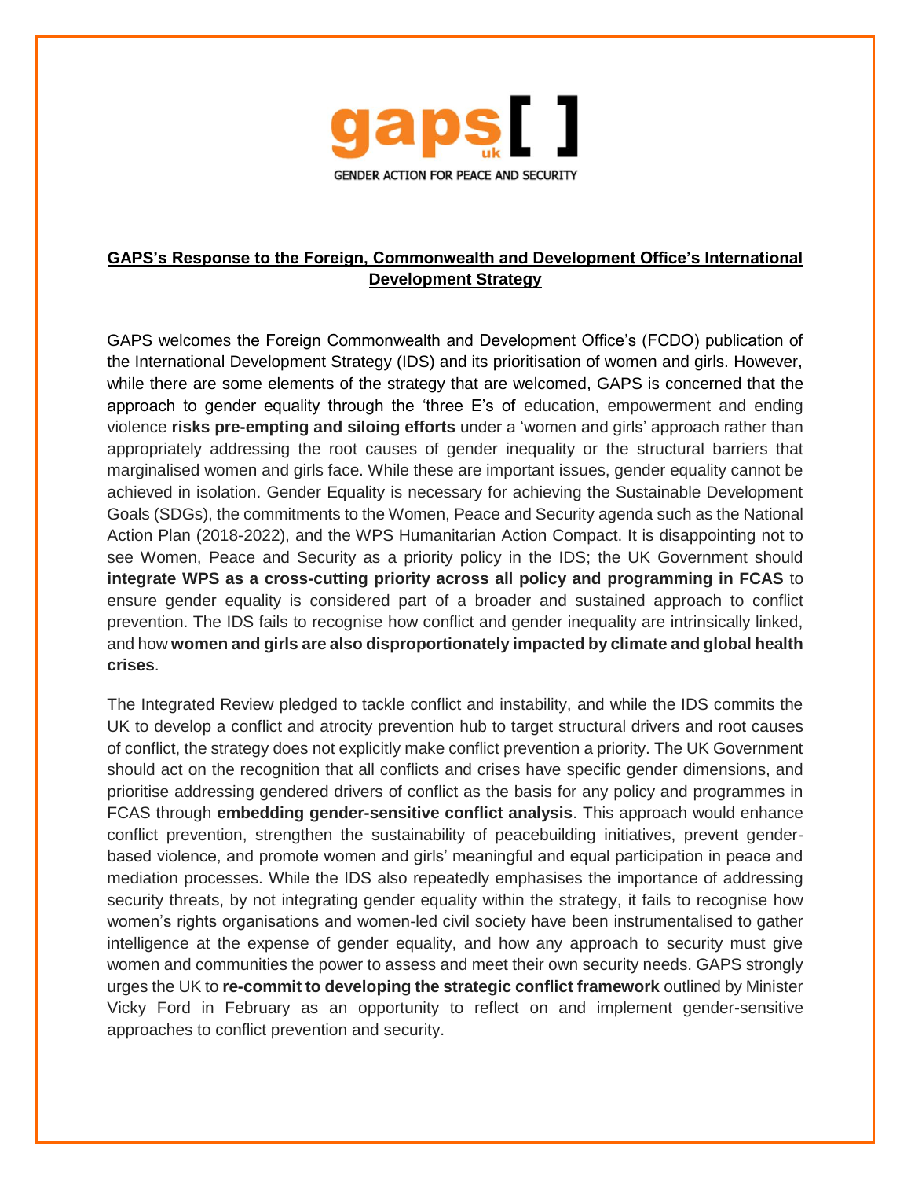gaps[ ]
uk
GENDER ACTION FOR PEACE AND SECURITY

**GAPS's Response to the Foreign, Commonwealth and Development Office's International Development Strategy**

GAPS welcomes the Foreign Commonwealth and Development Office's (FCDO) publication of the International Development Strategy (IDS) and its prioritisation of women and girls. However, while there are some elements of the strategy that are welcomed, GAPS is concerned that the approach to gender equality through the 'three E's of education, empowerment and ending violence **risks pre-empting and siloing efforts** under a 'women and girls' approach rather than appropriately addressing the root causes of gender inequality or the structural barriers that marginalised women and girls face. While these are important issues, gender equality cannot be achieved in isolation. Gender Equality is necessary for achieving the Sustainable Development Goals (SDGs), the commitments to the Women, Peace and Security agenda such as the National Action Plan (2018-2022), and the WPS Humanitarian Action Compact. It is disappointing not to see Women, Peace and Security as a priority policy in the IDS; the UK Government should **integrate WPS as a cross-cutting priority across all policy and programming in FCAS** to ensure gender equality is considered part of a broader and sustained approach to conflict prevention. The IDS fails to recognise how conflict and gender inequality are intrinsically linked, and how **women and girls are also disproportionately impacted by climate and global health crises**.

The Integrated Review pledged to tackle conflict and instability, and while the IDS commits the UK to develop a conflict and atrocity prevention hub to target structural drivers and root causes of conflict, the strategy does not explicitly make conflict prevention a priority. The UK Government should act on the recognition that all conflicts and crises have specific gender dimensions, and prioritise addressing gendered drivers of conflict as the basis for any policy and programmes in FCAS through **embedding gender-sensitive conflict analysis**. This approach would enhance conflict prevention, strengthen the sustainability of peacebuilding initiatives, prevent gender-based violence, and promote women and girls' meaningful and equal participation in peace and mediation processes. While the IDS also repeatedly emphasises the importance of addressing security threats, by not integrating gender equality within the strategy, it fails to recognise how women's rights organisations and women-led civil society have been instrumentalised to gather intelligence at the expense of gender equality, and how any approach to security must give women and communities the power to assess and meet their own security needs. GAPS strongly urges the UK to **re-commit to developing the strategic conflict framework** outlined by Minister Vicky Ford in February as an opportunity to reflect on and implement gender-sensitive approaches to conflict prevention and security.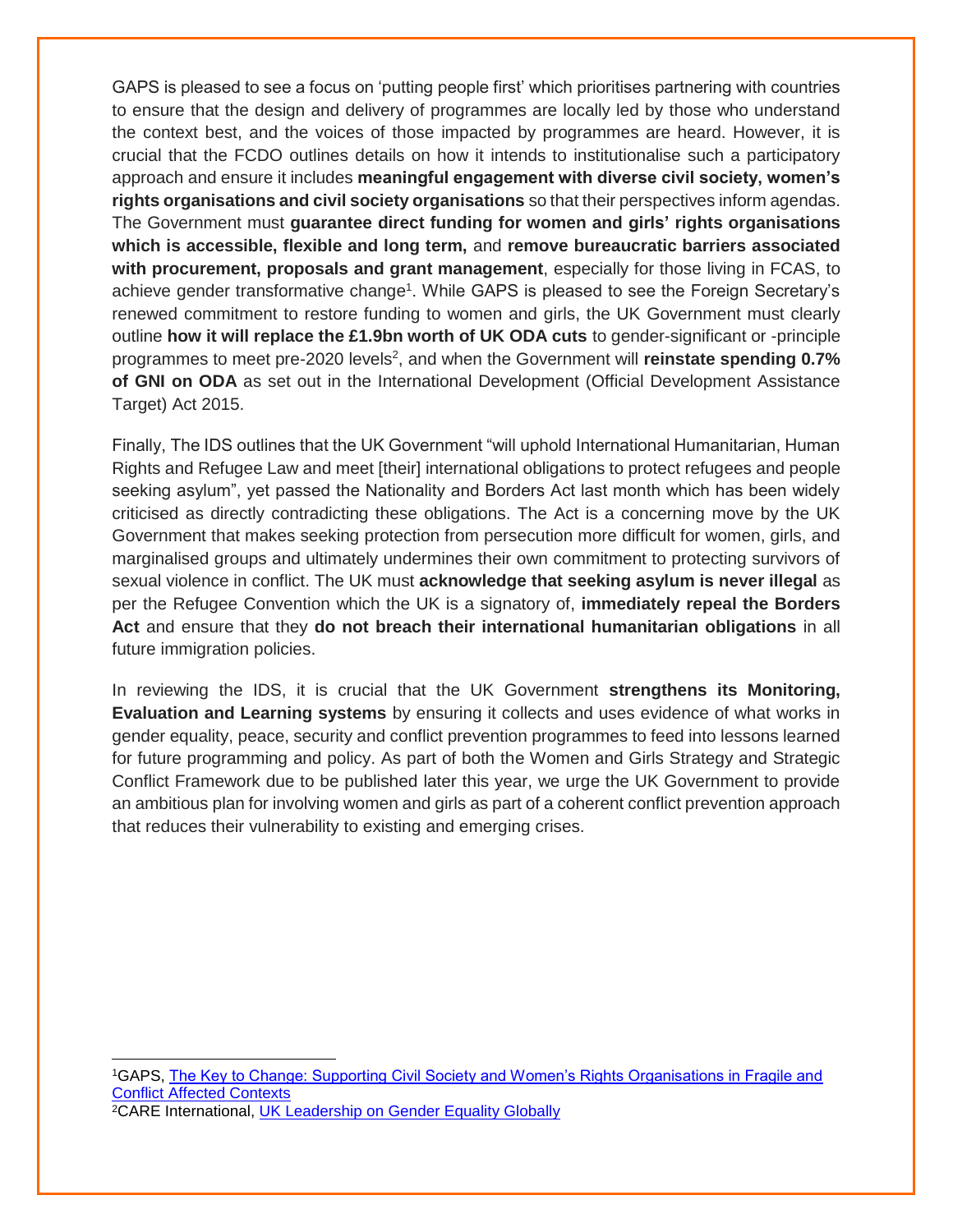GAPS is pleased to see a focus on 'putting people first' which prioritises partnering with countries to ensure that the design and delivery of programmes are locally led by those who understand the context best, and the voices of those impacted by programmes are heard. However, it is crucial that the FCDO outlines details on how it intends to institutionalise such a participatory approach and ensure it includes **meaningful engagement with diverse civil society, women's rights organisations and civil society organisations** so that their perspectives inform agendas. The Government must **guarantee direct funding for women and girls' rights organisations which is accessible, flexible and long term,** and **remove bureaucratic barriers associated with procurement, proposals and grant management**, especially for those living in FCAS, to achieve gender transformative change[1]. While GAPS is pleased to see the Foreign Secretary's renewed commitment to restore funding to women and girls, the UK Government must clearly outline **how it will replace the £1.9bn worth of UK ODA cuts** to gender-significant or -principle programmes to meet pre-2020 levels[2], and when the Government will **reinstate spending 0.7% of GNI on ODA** as set out in the International Development (Official Development Assistance Target) Act 2015.

Finally, The IDS outlines that the UK Government "will uphold International Humanitarian, Human Rights and Refugee Law and meet [their] international obligations to protect refugees and people seeking asylum", yet passed the Nationality and Borders Act last month which has been widely criticised as directly contradicting these obligations. The Act is a concerning move by the UK Government that makes seeking protection from persecution more difficult for women, girls, and marginalised groups and ultimately undermines their own commitment to protecting survivors of sexual violence in conflict. The UK must **acknowledge that seeking asylum is never illegal** as per the Refugee Convention which the UK is a signatory of, **immediately repeal the Borders Act** and ensure that they **do not breach their international humanitarian obligations** in all future immigration policies.

In reviewing the IDS, it is crucial that the UK Government **strengthens its Monitoring, Evaluation and Learning systems** by ensuring it collects and uses evidence of what works in gender equality, peace, security and conflict prevention programmes to feed into lessons learned for future programming and policy. As part of both the Women and Girls Strategy and Strategic Conflict Framework due to be published later this year, we urge the UK Government to provide an ambitious plan for involving women and girls as part of a coherent conflict prevention approach that reduces their vulnerability to existing and emerging crises.

---

[1] GAPS, The Key to Change: Supporting Civil Society and Women's Rights Organisations in Fragile and Conflict Affected Contexts

[2] CARE International, UK Leadership on Gender Equality Globally